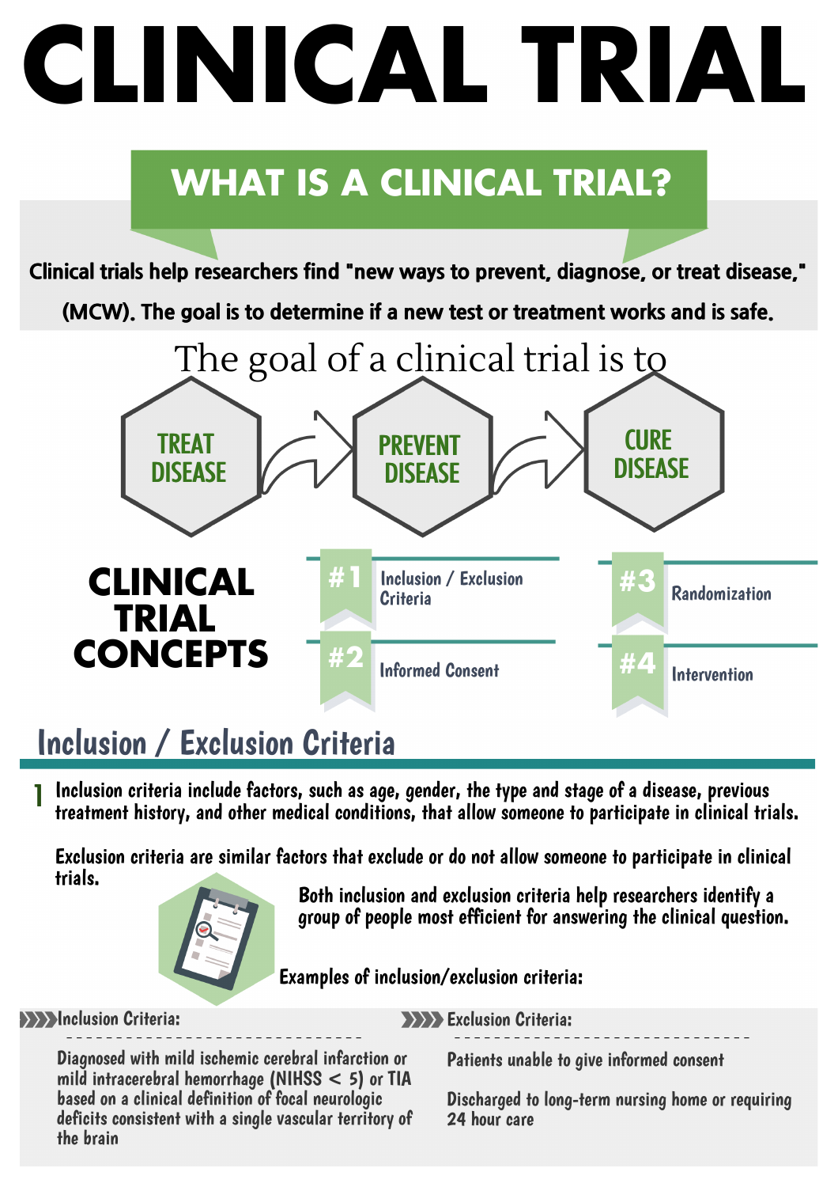# CLINICAL TRIAL

## WHAT IS A CLINICAL TRIAL?

**Clinical trials help researchers find "new ways to prevent, diagnose, or treat disease," (MCW). The goal is to determine if a new test or treatment works and is safe.**

The goal of a clinical trial is to

**TREAT DISEASE** → **PREVENT DISEASE** → **CURE DISEASE**

## CLINICAL TRIAL CONCEPTS

- **#1** Inclusion / Exclusion Criteria
- **#2** Informed Consent
- **#3** Randomization
- **#4** Intervention

## Inclusion / Exclusion Criteria

**1** Inclusion criteria include factors, such as age, gender, the type and stage of a disease, previous treatment history, and other medical conditions, that allow someone to participate in clinical trials.

Exclusion criteria are similar factors that exclude or do not allow someone to participate in clinical trials.

Both inclusion and exclusion criteria help researchers identify a group of people most efficient for answering the clinical question.

Examples of inclusion/exclusion criteria:

**Inclusion Criteria:**

Diagnosed with mild ischemic cerebral infarction or mild intracerebral hemorrhage (NIHSS < 5) or TIA based on a clinical definition of focal neurologic deficits consistent with a single vascular territory of the brain

**Exclusion Criteria:**

Patients unable to give informed consent

Discharged to long-term nursing home or requiring 24 hour care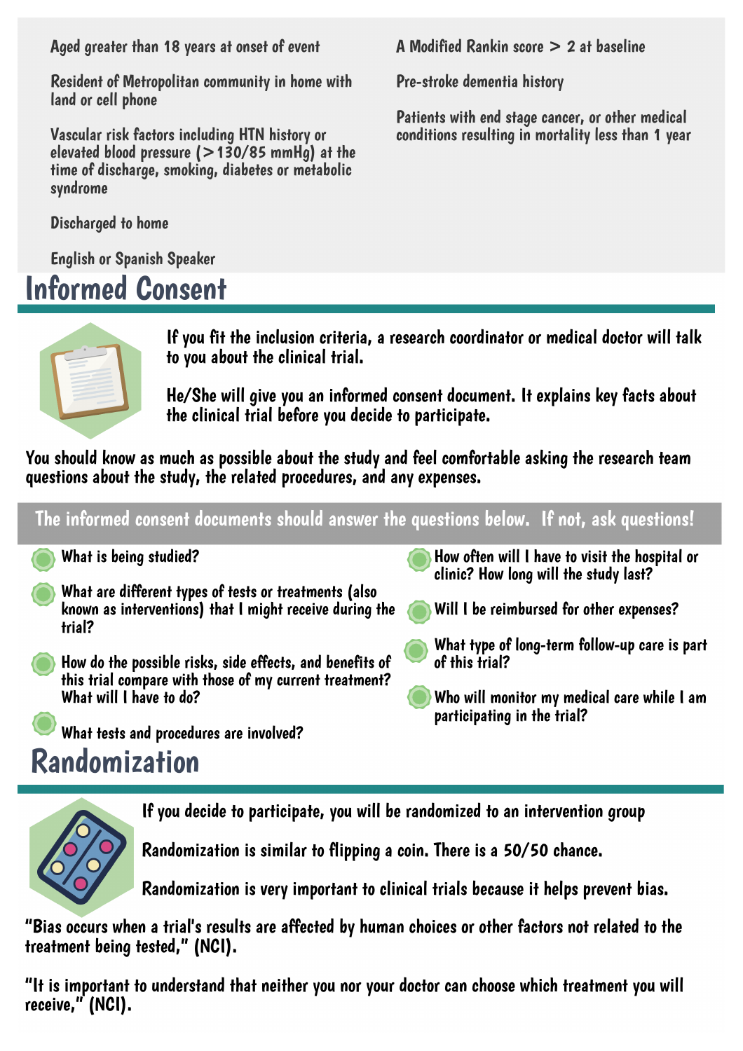- Aged greater than 18 years at onset of event
- Resident of Metropolitan community in home with land or cell phone
- Vascular risk factors including HTN history or elevated blood pressure (>130/85 mmHg) at the time of discharge, smoking, diabetes or metabolic syndrome
- Discharged to home
- English or Spanish Speaker

- A Modified Rankin score > 2 at baseline
- Pre-stroke dementia history
- Patients with end stage cancer, or other medical conditions resulting in mortality less than 1 year

## Informed Consent

If you fit the inclusion criteria, a research coordinator or medical doctor will talk to you about the clinical trial.

He/She will give you an informed consent document. It explains key facts about the clinical trial before you decide to participate.

You should know as much as possible about the study and feel comfortable asking the research team questions about the study, the related procedures, and any expenses.

**The informed consent documents should answer the questions below. If not, ask questions!**

- What is being studied?
- What are different types of tests or treatments (also known as interventions) that I might receive during the trial?
- How do the possible risks, side effects, and benefits of this trial compare with those of my current treatment? What will I have to do?
- What tests and procedures are involved?
- How often will I have to visit the hospital or clinic? How long will the study last?
- Will I be reimbursed for other expenses?
- What type of long-term follow-up care is part of this trial?
- Who will monitor my medical care while I am participating in the trial?

## Randomization

If you decide to participate, you will be randomized to an intervention group

Randomization is similar to flipping a coin. There is a 50/50 chance.

Randomization is very important to clinical trials because it helps prevent bias.

"Bias occurs when a trial's results are affected by human choices or other factors not related to the treatment being tested," (NCI).

"It is important to understand that neither you nor your doctor can choose which treatment you will receive," (NCI).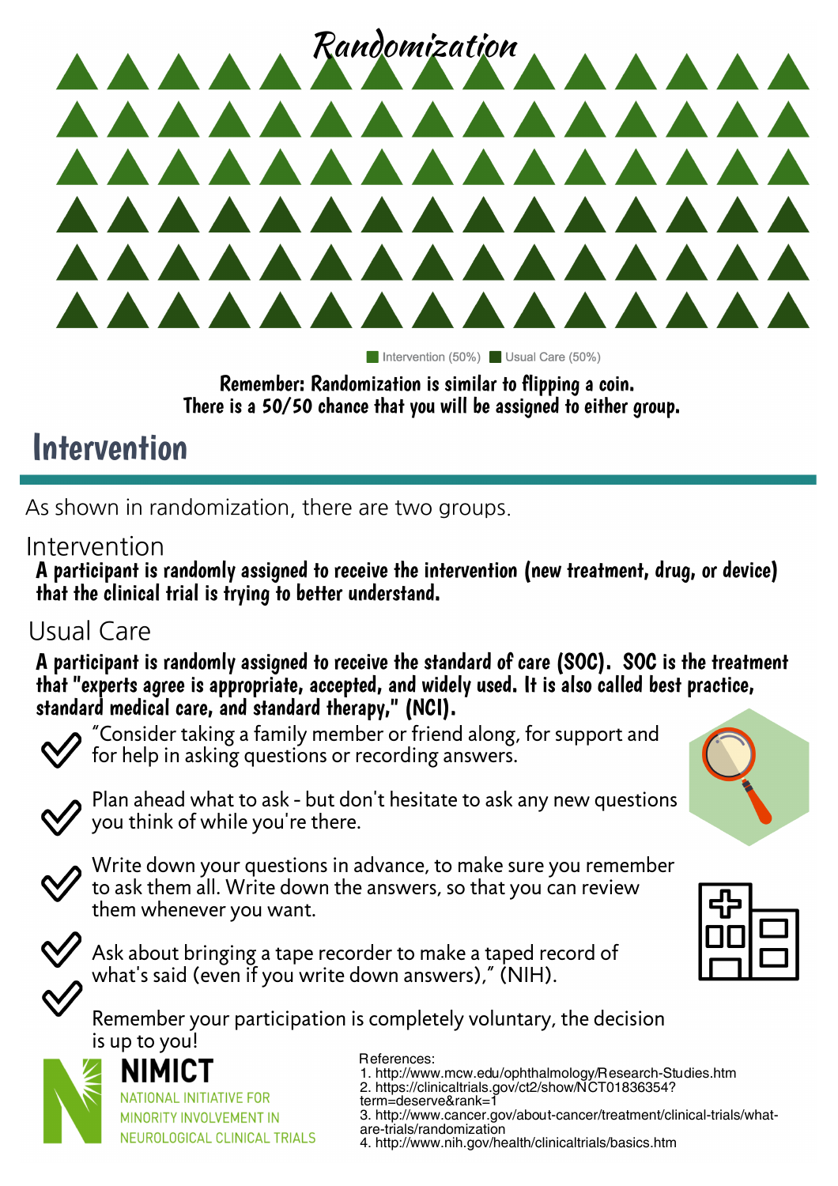# Randomization

Intervention (50%) Usual Care (50%)

**Remember: Randomization is similar to flipping a coin. There is a 50/50 chance that you will be assigned to either group.**

## Intervention

As shown in randomization, there are two groups.

### Intervention

**A participant is randomly assigned to receive the intervention (new treatment, drug, or device) that the clinical trial is trying to better understand.**

### Usual Care

**A participant is randomly assigned to receive the standard of care (SOC). SOC is the treatment that "experts agree is appropriate, accepted, and widely used. It is also called best practice, standard medical care, and standard therapy," (NCI).**

- "Consider taking a family member or friend along, for support and for help in asking questions or recording answers.
- Plan ahead what to ask - but don't hesitate to ask any new questions you think of while you're there.
- Write down your questions in advance, to make sure you remember to ask them all. Write down the answers, so that you can review them whenever you want.
- Ask about bringing a tape recorder to make a taped record of what's said (even if you write down answers)," (NIH).
- Remember your participation is completely voluntary, the decision is up to you!

**NIMICT**
NATIONAL INITIATIVE FOR MINORITY INVOLVEMENT IN NEUROLOGICAL CLINICAL TRIALS

References:
1. http://www.mcw.edu/ophthalmology/Research-Studies.htm
2. https://clinicaltrials.gov/ct2/show/NCT01836354?term=deserve&rank=1
3. http://www.cancer.gov/about-cancer/treatment/clinical-trials/what-are-trials/randomization
4. http://www.nih.gov/health/clinicaltrials/basics.htm